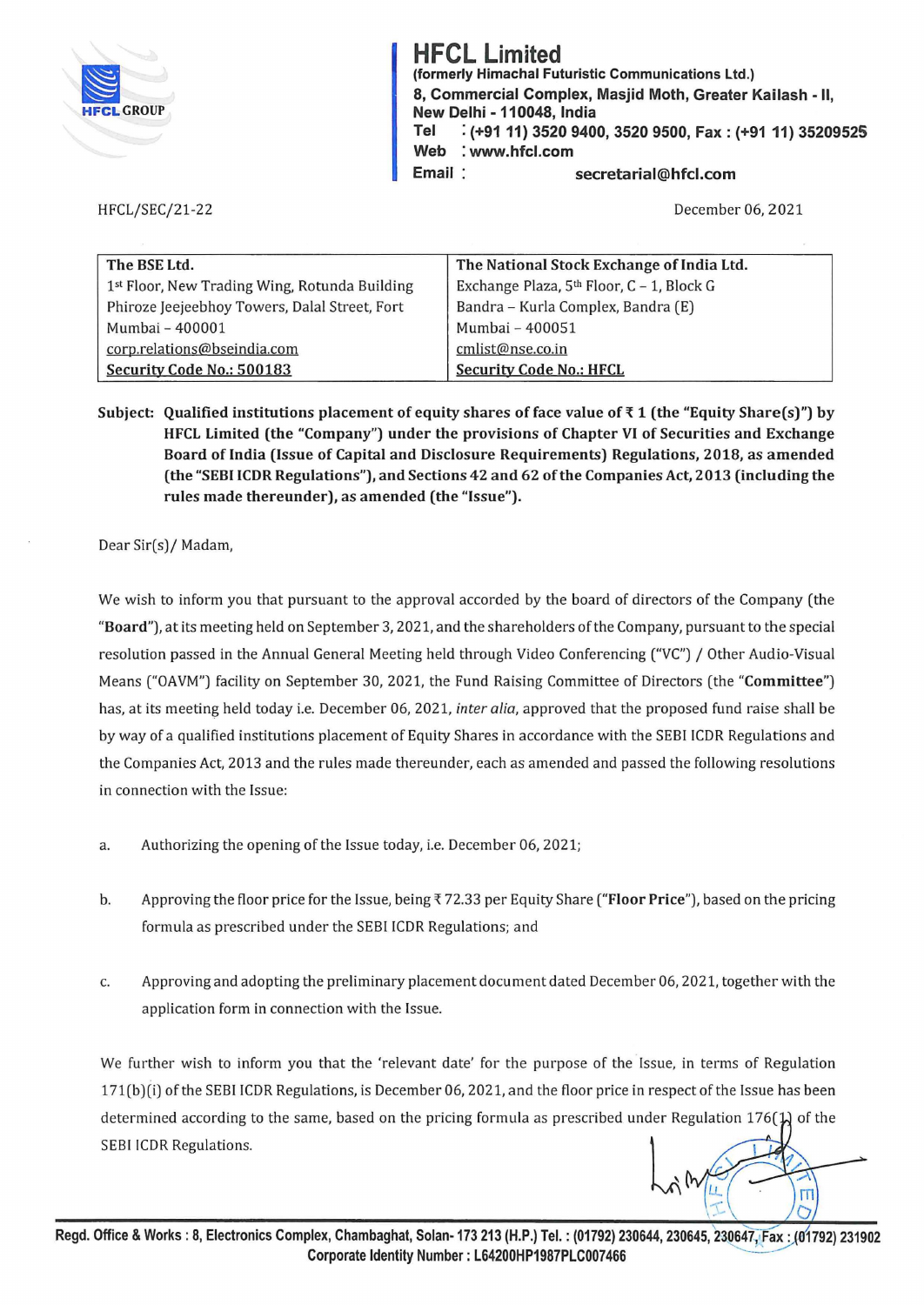# HFCL Limited

**(formerly Himachal Futuristic Communications Ltd.)**
**8, Commercial Complex, Masjid Moth, Greater Kailash - II, New Delhi - 110048, India**
**Tel : (+91 11) 3520 9400, 3520 9500, Fax : (+91 11) 35209525**
**Web : www.hfcl.com**
**Email : secretarial@hfcl.com**

HFCL/SEC/21-22

December 06, 2021

| **The BSE Ltd.** | **The National Stock Exchange of India Ltd.** |
|---|---|
| 1st Floor, New Trading Wing, Rotunda Building | Exchange Plaza, 5th Floor, C – 1, Block G |
| Phiroze Jeejeebhoy Towers, Dalal Street, Fort | Bandra – Kurla Complex, Bandra (E) |
| Mumbai – 400001 | Mumbai – 400051 |
| corp.relations@bseindia.com | cmlist@nse.co.in |
| **Security Code No.: 500183** | **Security Code No.: HFCL** |

**Subject: Qualified institutions placement of equity shares of face value of ₹ 1 (the "Equity Share(s)") by HFCL Limited (the "Company") under the provisions of Chapter VI of Securities and Exchange Board of India (Issue of Capital and Disclosure Requirements) Regulations, 2018, as amended (the "SEBI ICDR Regulations"), and Sections 42 and 62 of the Companies Act, 2013 (including the rules made thereunder), as amended (the "Issue").**

Dear Sir(s)/ Madam,

We wish to inform you that pursuant to the approval accorded by the board of directors of the Company (the "**Board**"), at its meeting held on September 3, 2021, and the shareholders of the Company, pursuant to the special resolution passed in the Annual General Meeting held through Video Conferencing ("VC") / Other Audio-Visual Means ("OAVM") facility on September 30, 2021, the Fund Raising Committee of Directors (the "**Committee**") has, at its meeting held today i.e. December 06, 2021, *inter alia*, approved that the proposed fund raise shall be by way of a qualified institutions placement of Equity Shares in accordance with the SEBI ICDR Regulations and the Companies Act, 2013 and the rules made thereunder, each as amended and passed the following resolutions in connection with the Issue:

a. Authorizing the opening of the Issue today, i.e. December 06, 2021;

b. Approving the floor price for the Issue, being ₹ 72.33 per Equity Share ("**Floor Price**"), based on the pricing formula as prescribed under the SEBI ICDR Regulations; and

c. Approving and adopting the preliminary placement document dated December 06, 2021, together with the application form in connection with the Issue.

We further wish to inform you that the 'relevant date' for the purpose of the Issue, in terms of Regulation 171(b)(i) of the SEBI ICDR Regulations, is December 06, 2021, and the floor price in respect of the Issue has been determined according to the same, based on the pricing formula as prescribed under Regulation 176(1) of the SEBI ICDR Regulations.

**Regd. Office & Works : 8, Electronics Complex, Chambaghat, Solan- 173 213 (H.P.) Tel. : (01792) 230644, 230645, 230647, Fax : (01792) 231902**
**Corporate Identity Number : L64200HP1987PLC007466**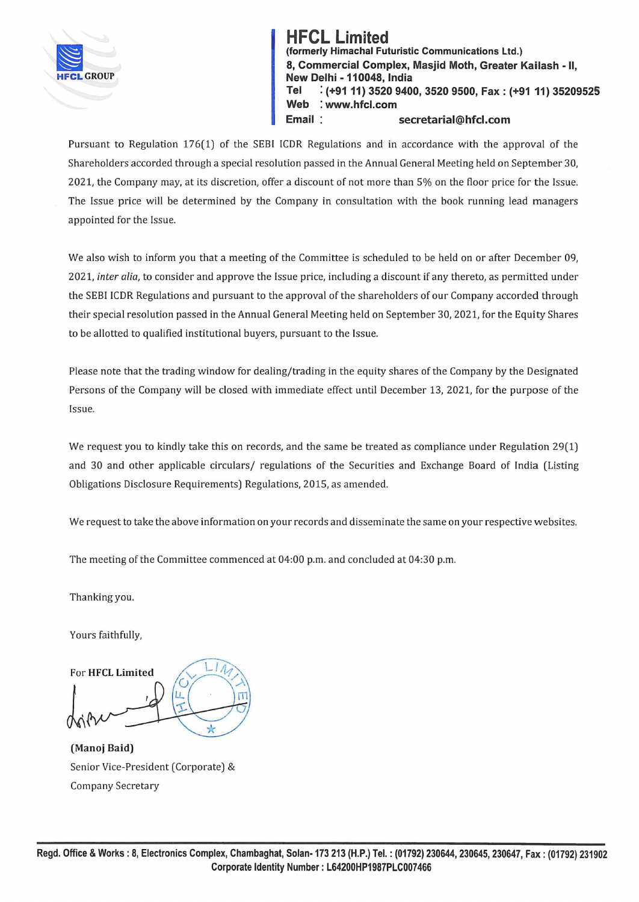Pursuant to Regulation 176(1) of the SEBI ICDR Regulations and in accordance with the approval of the Shareholders accorded through a special resolution passed in the Annual General Meeting held on September 30, 2021, the Company may, at its discretion, offer a discount of not more than 5% on the floor price for the Issue. The Issue price will be determined by the Company in consultation with the book running lead managers appointed for the Issue.

We also wish to inform you that a meeting of the Committee is scheduled to be held on or after December 09, 2021, *inter alia*, to consider and approve the Issue price, including a discount if any thereto, as permitted under the SEBI ICDR Regulations and pursuant to the approval of the shareholders of our Company accorded through their special resolution passed in the Annual General Meeting held on September 30, 2021, for the Equity Shares to be allotted to qualified institutional buyers, pursuant to the Issue.

Please note that the trading window for dealing/trading in the equity shares of the Company by the Designated Persons of the Company will be closed with immediate effect until December 13, 2021, for the purpose of the Issue.

We request you to kindly take this on records, and the same be treated as compliance under Regulation 29(1) and 30 and other applicable circulars/ regulations of the Securities and Exchange Board of India (Listing Obligations Disclosure Requirements) Regulations, 2015, as amended.

We request to take the above information on your records and disseminate the same on your respective websites.

The meeting of the Committee commenced at 04:00 p.m. and concluded at 04:30 p.m.

Thanking you.

Yours faithfully,

For **HFCL Limited**

**(Manoj Baid)**
Senior Vice-President (Corporate) &
Company Secretary